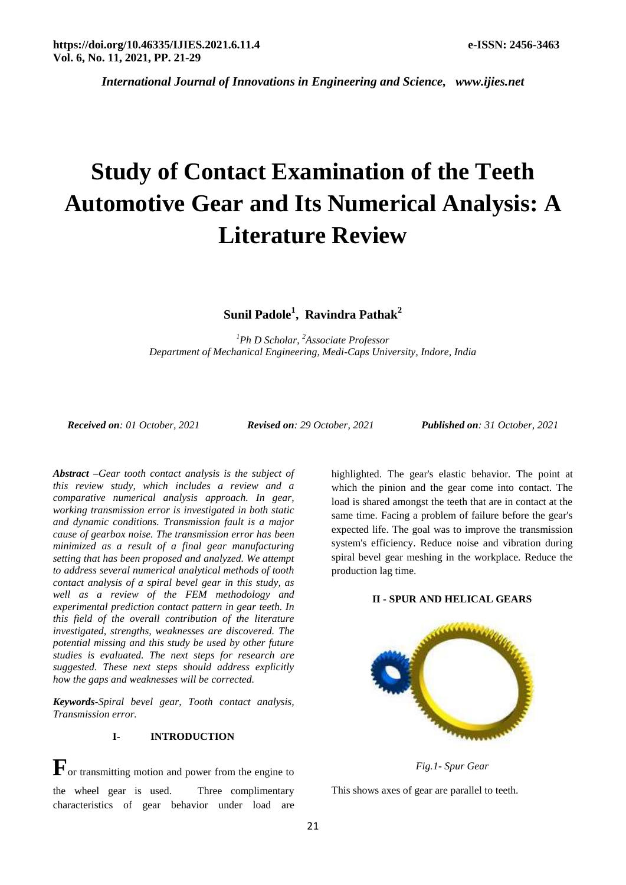# Study of Contact Examination of the Teeth Automotive Gear and Its Numerical Analysis: A Literature Review

**Sunil Padole[1], Ravindra Pathak[2]**

*[1]Ph D Scholar, [2]Associate Professor*
*Department of Mechanical Engineering, Medi-Caps University, Indore, India*

***Received on**: 01 October, 2021* ***Revised on**: 29 October, 2021* ***Published on**: 31 October, 2021*

***Abstract** –Gear tooth contact analysis is the subject of this review study, which includes a review and a comparative numerical analysis approach. In gear, working transmission error is investigated in both static and dynamic conditions. Transmission fault is a major cause of gearbox noise. The transmission error has been minimized as a result of a final gear manufacturing setting that has been proposed and analyzed. We attempt to address several numerical analytical methods of tooth contact analysis of a spiral bevel gear in this study, as well as a review of the FEM methodology and experimental prediction contact pattern in gear teeth. In this field of the overall contribution of the literature investigated, strengths, weaknesses are discovered. The potential missing and this study be used by other future studies is evaluated. The next steps for research are suggested. These next steps should address explicitly how the gaps and weaknesses will be corrected.*

***Keywords-**Spiral bevel gear, Tooth contact analysis, Transmission error.*

## I- INTRODUCTION

For transmitting motion and power from the engine to the wheel gear is used. Three complimentary characteristics of gear behavior under load are highlighted. The gear's elastic behavior. The point at which the pinion and the gear come into contact. The load is shared amongst the teeth that are in contact at the same time. Facing a problem of failure before the gear's expected life. The goal was to improve the transmission system's efficiency. Reduce noise and vibration during spiral bevel gear meshing in the workplace. Reduce the production lag time.

## II - SPUR AND HELICAL GEARS

*Fig.1- Spur Gear*

This shows axes of gear are parallel to teeth.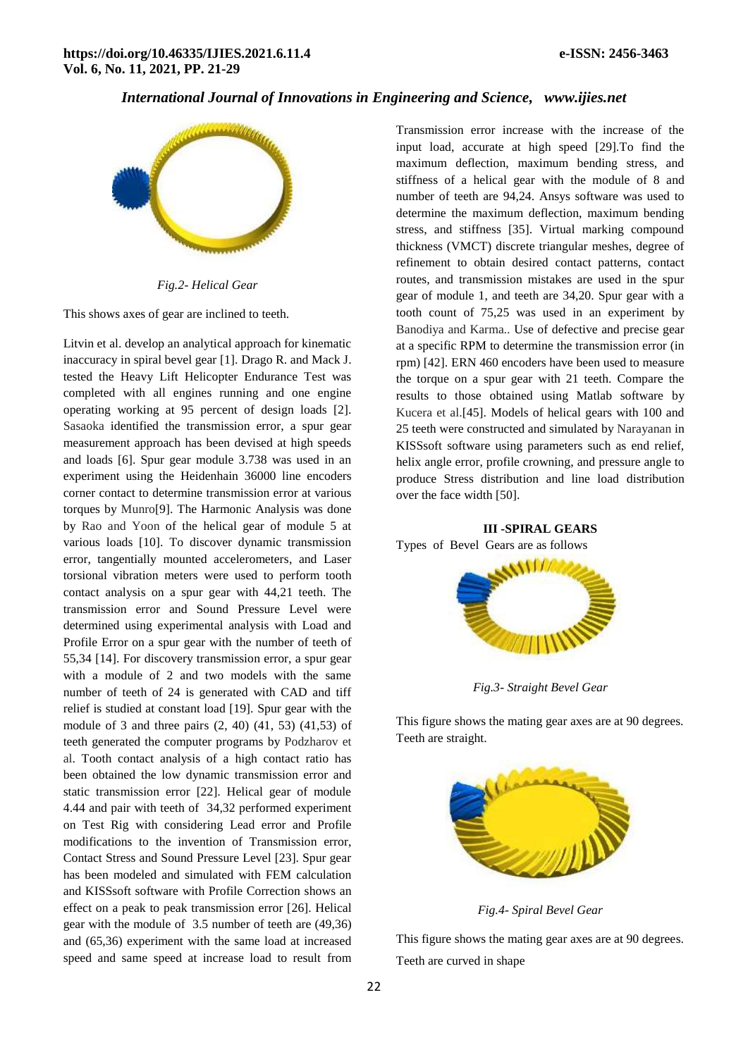*Fig.2- Helical Gear*

This shows axes of gear are inclined to teeth.

Litvin et al. develop an analytical approach for kinematic inaccuracy in spiral bevel gear [1]. Drago R. and Mack J. tested the Heavy Lift Helicopter Endurance Test was completed with all engines running and one engine operating working at 95 percent of design loads [2]. Sasaoka identified the transmission error, a spur gear measurement approach has been devised at high speeds and loads [6]. Spur gear module 3.738 was used in an experiment using the Heidenhain 36000 line encoders corner contact to determine transmission error at various torques by Munro[9]. The Harmonic Analysis was done by Rao and Yoon of the helical gear of module 5 at various loads [10]. To discover dynamic transmission error, tangentially mounted accelerometers, and Laser torsional vibration meters were used to perform tooth contact analysis on a spur gear with 44,21 teeth. The transmission error and Sound Pressure Level were determined using experimental analysis with Load and Profile Error on a spur gear with the number of teeth of 55,34 [14]. For discovery transmission error, a spur gear with a module of 2 and two models with the same number of teeth of 24 is generated with CAD and tiff relief is studied at constant load [19]. Spur gear with the module of 3 and three pairs (2, 40) (41, 53) (41,53) of teeth generated the computer programs by Podzharov et al. Tooth contact analysis of a high contact ratio has been obtained the low dynamic transmission error and static transmission error [22]. Helical gear of module 4.44 and pair with teeth of 34,32 performed experiment on Test Rig with considering Lead error and Profile modifications to the invention of Transmission error, Contact Stress and Sound Pressure Level [23]. Spur gear has been modeled and simulated with FEM calculation and KISSsoft software with Profile Correction shows an effect on a peak to peak transmission error [26]. Helical gear with the module of 3.5 number of teeth are (49,36) and (65,36) experiment with the same load at increased speed and same speed at increase load to result from Transmission error increase with the increase of the input load, accurate at high speed [29].To find the maximum deflection, maximum bending stress, and stiffness of a helical gear with the module of 8 and number of teeth are 94,24. Ansys software was used to determine the maximum deflection, maximum bending stress, and stiffness [35]. Virtual marking compound thickness (VMCT) discrete triangular meshes, degree of refinement to obtain desired contact patterns, contact routes, and transmission mistakes are used in the spur gear of module 1, and teeth are 34,20. Spur gear with a tooth count of 75,25 was used in an experiment by Banodiya and Karma.. Use of defective and precise gear at a specific RPM to determine the transmission error (in rpm) [42]. ERN 460 encoders have been used to measure the torque on a spur gear with 21 teeth. Compare the results to those obtained using Matlab software by Kucera et al.[45]. Models of helical gears with 100 and 25 teeth were constructed and simulated by Narayanan in KISSsoft software using parameters such as end relief, helix angle error, profile crowning, and pressure angle to produce Stress distribution and line load distribution over the face width [50].

## III -SPIRAL GEARS

Types of Bevel Gears are as follows

*Fig.3- Straight Bevel Gear*

This figure shows the mating gear axes are at 90 degrees. Teeth are straight.

*Fig.4- Spiral Bevel Gear*

This figure shows the mating gear axes are at 90 degrees. Teeth are curved in shape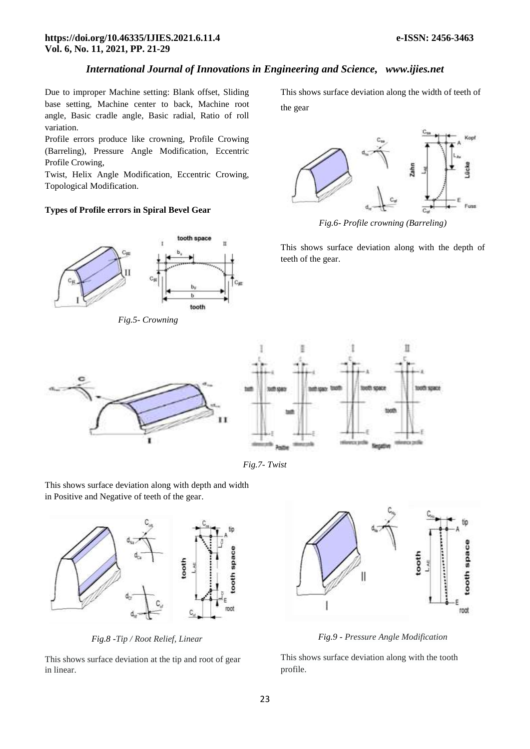Due to improper Machine setting: Blank offset, Sliding base setting, Machine center to back, Machine root angle, Basic cradle angle, Basic radial, Ratio of roll variation.

Profile errors produce like crowning, Profile Crowing (Barreling), Pressure Angle Modification, Eccentric Profile Crowing,

Twist, Helix Angle Modification, Eccentric Crowing, Topological Modification.

**Types of Profile errors in Spiral Bevel Gear**

*Fig.5- Crowning*

This shows surface deviation along the width of teeth of the gear

*Fig.6- Profile crowning (Barreling)*

This shows surface deviation along with the depth of teeth of the gear.

*Fig.7- Twist*

This shows surface deviation along with depth and width in Positive and Negative of teeth of the gear.

*Fig.8 -Tip / Root Relief, Linear*

This shows surface deviation at the tip and root of gear in linear.

*Fig.9 - Pressure Angle Modification*

This shows surface deviation along with the tooth profile.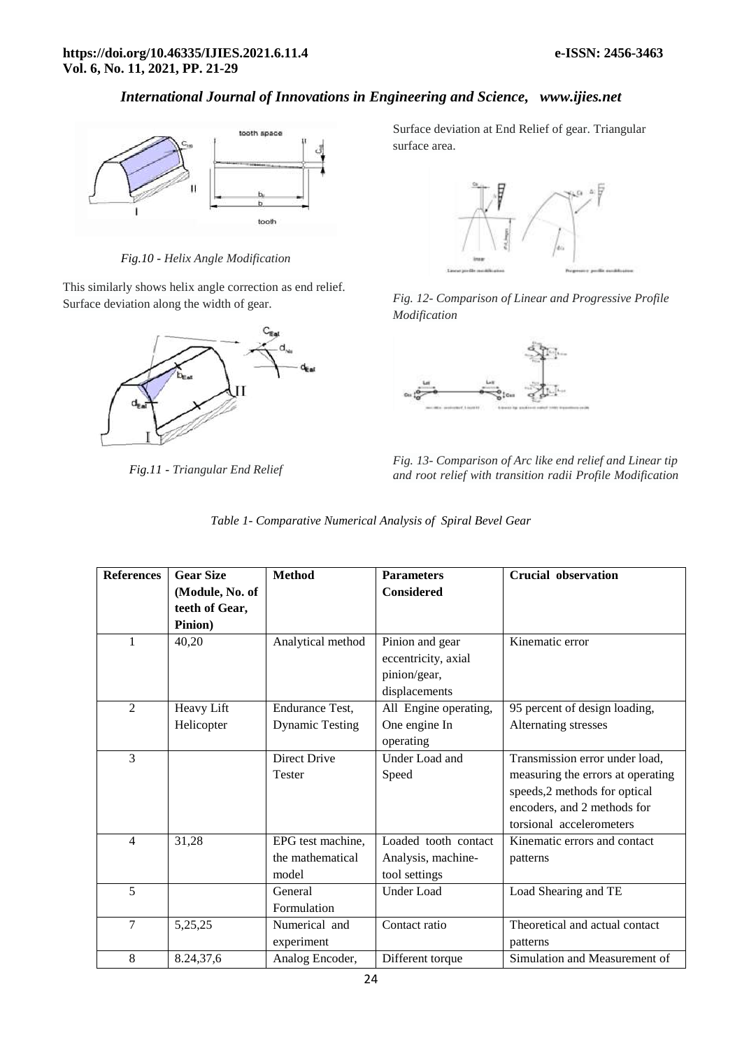*Fig.10 - Helix Angle Modification*

This similarly shows helix angle correction as end relief. Surface deviation along the width of gear.

*Fig.11 - Triangular End Relief*

Surface deviation at End Relief of gear. Triangular surface area.

*Fig. 12- Comparison of Linear and Progressive Profile Modification*

*Fig. 13- Comparison of Arc like end relief and Linear tip and root relief with transition radii Profile Modification*

*Table 1- Comparative Numerical Analysis of Spiral Bevel Gear*

| References | Gear Size (Module, No. of teeth of Gear, Pinion) | Method | Parameters Considered | Crucial observation |
|---|---|---|---|---|
| 1 | 40,20 | Analytical method | Pinion and gear eccentricity, axial pinion/gear, displacements | Kinematic error |
| 2 | Heavy Lift Helicopter | Endurance Test, Dynamic Testing | All Engine operating, One engine In operating | 95 percent of design loading, Alternating stresses |
| 3 | | Direct Drive Tester | Under Load and Speed | Transmission error under load, measuring the errors at operating speeds,2 methods for optical encoders, and 2 methods for torsional accelerometers |
| 4 | 31,28 | EPG test machine, the mathematical model | Loaded tooth contact Analysis, machine-tool settings | Kinematic errors and contact patterns |
| 5 | | General Formulation | Under Load | Load Shearing and TE |
| 7 | 5,25,25 | Numerical and experiment | Contact ratio | Theoretical and actual contact patterns |
| 8 | 8.24,37,6 | Analog Encoder, | Different torque | Simulation and Measurement of |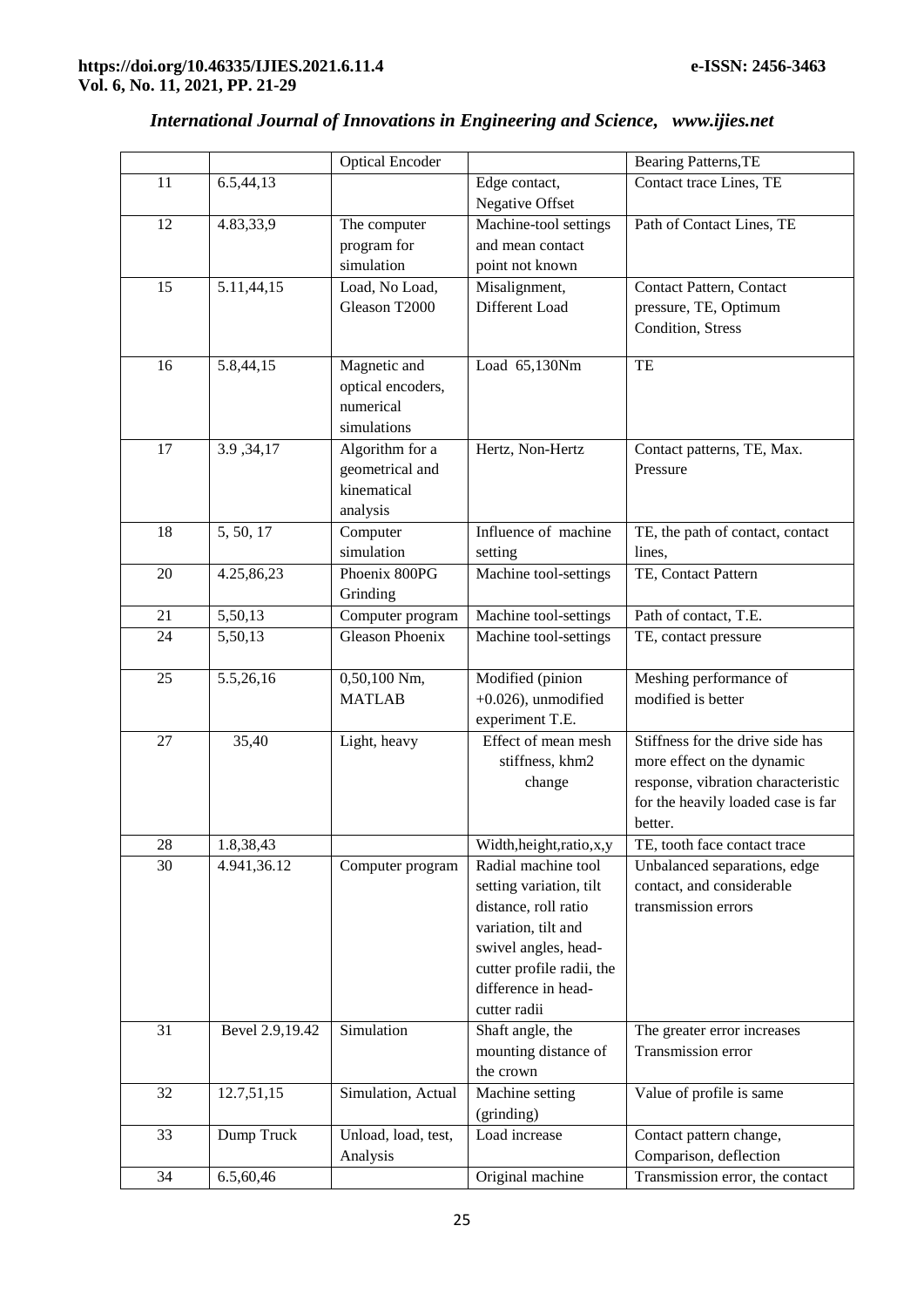|  |  | Optical Encoder |  | Bearing Patterns,TE |
|---|---|---|---|---|
| 11 | 6.5,44,13 |  | Edge contact, Negative Offset | Contact trace Lines, TE |
| 12 | 4.83,33,9 | The computer program for simulation | Machine-tool settings and mean contact point not known | Path of Contact Lines, TE |
| 15 | 5.11,44,15 | Load, No Load, Gleason T2000 | Misalignment, Different Load | Contact Pattern, Contact pressure, TE, Optimum Condition, Stress |
| 16 | 5.8,44,15 | Magnetic and optical encoders, numerical simulations | Load 65,130Nm | TE |
| 17 | 3.9 ,34,17 | Algorithm for a geometrical and kinematical analysis | Hertz, Non-Hertz | Contact patterns, TE, Max. Pressure |
| 18 | 5, 50, 17 | Computer simulation | Influence of machine setting | TE, the path of contact, contact lines, |
| 20 | 4.25,86,23 | Phoenix 800PG Grinding | Machine tool-settings | TE, Contact Pattern |
| 21 | 5,50,13 | Computer program | Machine tool-settings | Path of contact, T.E. |
| 24 | 5,50,13 | Gleason Phoenix | Machine tool-settings | TE, contact pressure |
| 25 | 5.5,26,16 | 0,50,100 Nm, MATLAB | Modified (pinion +0.026), unmodified experiment T.E. | Meshing performance of modified is better |
| 27 | 35,40 | Light, heavy | Effect of mean mesh stiffness, khm2 change | Stiffness for the drive side has more effect on the dynamic response, vibration characteristic for the heavily loaded case is far better. |
| 28 | 1.8,38,43 |  | Width,height,ratio,x,y | TE, tooth face contact trace |
| 30 | 4.941,36.12 | Computer program | Radial machine tool setting variation, tilt distance, roll ratio variation, tilt and swivel angles, head-cutter profile radii, the difference in head-cutter radii | Unbalanced separations, edge contact, and considerable transmission errors |
| 31 | Bevel 2.9,19.42 | Simulation | Shaft angle, the mounting distance of the crown | The greater error increases Transmission error |
| 32 | 12.7,51,15 | Simulation, Actual | Machine setting (grinding) | Value of profile is same |
| 33 | Dump Truck | Unload, load, test, Analysis | Load increase | Contact pattern change, Comparison, deflection |
| 34 | 6.5,60,46 |  | Original machine | Transmission error, the contact |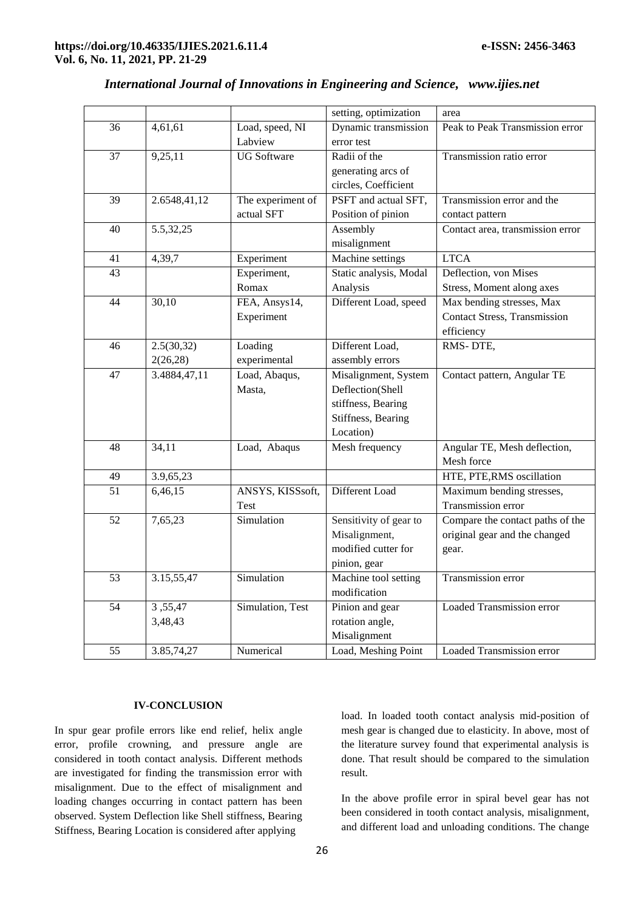| | | | setting, optimization | area |
|---|---|---|---|---|
| 36 | 4,61,61 | Load, speed, NI Labview | Dynamic transmission error test | Peak to Peak Transmission error |
| 37 | 9,25,11 | UG Software | Radii of the generating arcs of circles, Coefficient | Transmission ratio error |
| 39 | 2.6548,41,12 | The experiment of actual SFT | PSFT and actual SFT, Position of pinion | Transmission error and the contact pattern |
| 40 | 5.5,32,25 | | Assembly misalignment | Contact area, transmission error |
| 41 | 4,39,7 | Experiment | Machine settings | LTCA |
| 43 | | Experiment, Romax | Static analysis, Modal Analysis | Deflection, von Mises Stress, Moment along axes |
| 44 | 30,10 | FEA, Ansys14, Experiment | Different Load, speed | Max bending stresses, Max Contact Stress, Transmission efficiency |
| 46 | 2.5(30,32) 2(26,28) | Loading experimental | Different Load, assembly errors | RMS- DTE, |
| 47 | 3.4884,47,11 | Load, Abaqus, Masta, | Misalignment, System Deflection(Shell stiffness, Bearing Stiffness, Bearing Location) | Contact pattern, Angular TE |
| 48 | 34,11 | Load, Abaqus | Mesh frequency | Angular TE, Mesh deflection, Mesh force |
| 49 | 3.9,65,23 | | | HTE, PTE,RMS oscillation |
| 51 | 6,46,15 | ANSYS, KISSsoft, Test | Different Load | Maximum bending stresses, Transmission error |
| 52 | 7,65,23 | Simulation | Sensitivity of gear to Misalignment, modified cutter for pinion, gear | Compare the contact paths of the original gear and the changed gear. |
| 53 | 3.15,55,47 | Simulation | Machine tool setting modification | Transmission error |
| 54 | 3 ,55,47 3,48,43 | Simulation, Test | Pinion and gear rotation angle, Misalignment | Loaded Transmission error |
| 55 | 3.85,74,27 | Numerical | Load, Meshing Point | Loaded Transmission error |

## IV-CONCLUSION

In spur gear profile errors like end relief, helix angle error, profile crowning, and pressure angle are considered in tooth contact analysis. Different methods are investigated for finding the transmission error with misalignment. Due to the effect of misalignment and loading changes occurring in contact pattern has been observed. System Deflection like Shell stiffness, Bearing Stiffness, Bearing Location is considered after applying load. In loaded tooth contact analysis mid-position of mesh gear is changed due to elasticity. In above, most of the literature survey found that experimental analysis is done. That result should be compared to the simulation result.

In the above profile error in spiral bevel gear has not been considered in tooth contact analysis, misalignment, and different load and unloading conditions. The change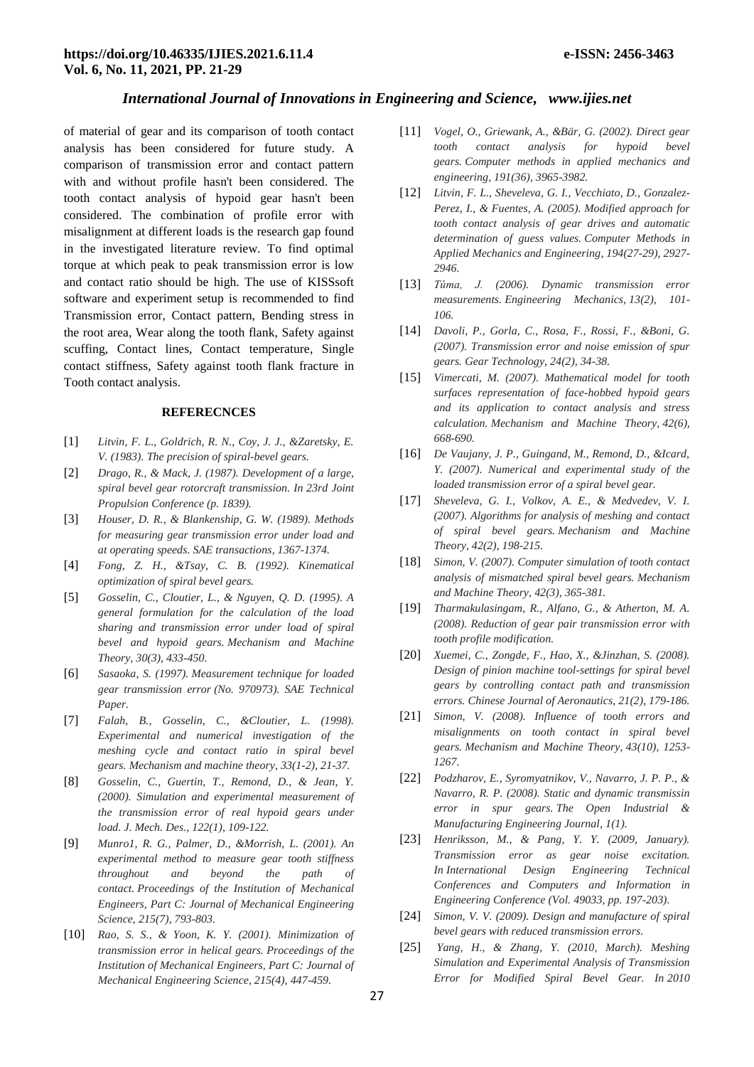of material of gear and its comparison of tooth contact analysis has been considered for future study. A comparison of transmission error and contact pattern with and without profile hasn't been considered. The tooth contact analysis of hypoid gear hasn't been considered. The combination of profile error with misalignment at different loads is the research gap found in the investigated literature review. To find optimal torque at which peak to peak transmission error is low and contact ratio should be high. The use of KISSsoft software and experiment setup is recommended to find Transmission error, Contact pattern, Bending stress in the root area, Wear along the tooth flank, Safety against scuffing, Contact lines, Contact temperature, Single contact stiffness, Safety against tooth flank fracture in Tooth contact analysis.

## REFERECNCES

[1] *Litvin, F. L., Goldrich, R. N., Coy, J. J., &Zaretsky, E. V. (1983). The precision of spiral-bevel gears.*

[2] *Drago, R., & Mack, J. (1987). Development of a large, spiral bevel gear rotorcraft transmission. In 23rd Joint Propulsion Conference (p. 1839).*

[3] *Houser, D. R., & Blankenship, G. W. (1989). Methods for measuring gear transmission error under load and at operating speeds. SAE transactions, 1367-1374.*

[4] *Fong, Z. H., &Tsay, C. B. (1992). Kinematical optimization of spiral bevel gears.*

[5] *Gosselin, C., Cloutier, L., & Nguyen, Q. D. (1995). A general formulation for the calculation of the load sharing and transmission error under load of spiral bevel and hypoid gears. Mechanism and Machine Theory, 30(3), 433-450.*

[6] *Sasaoka, S. (1997). Measurement technique for loaded gear transmission error (No. 970973). SAE Technical Paper.*

[7] *Falah, B., Gosselin, C., &Cloutier, L. (1998). Experimental and numerical investigation of the meshing cycle and contact ratio in spiral bevel gears. Mechanism and machine theory, 33(1-2), 21-37.*

[8] *Gosselin, C., Guertin, T., Remond, D., & Jean, Y. (2000). Simulation and experimental measurement of the transmission error of real hypoid gears under load. J. Mech. Des., 122(1), 109-122.*

[9] *Munro1, R. G., Palmer, D., &Morrish, L. (2001). An experimental method to measure gear tooth stiffness throughout and beyond the path of contact. Proceedings of the Institution of Mechanical Engineers, Part C: Journal of Mechanical Engineering Science, 215(7), 793-803.*

[10] *Rao, S. S., & Yoon, K. Y. (2001). Minimization of transmission error in helical gears. Proceedings of the Institution of Mechanical Engineers, Part C: Journal of Mechanical Engineering Science, 215(4), 447-459.*

[11] *Vogel, O., Griewank, A., &Bär, G. (2002). Direct gear tooth contact analysis for hypoid bevel gears. Computer methods in applied mechanics and engineering, 191(36), 3965-3982.*

[12] *Litvin, F. L., Sheveleva, G. I., Vecchiato, D., Gonzalez-Perez, I., & Fuentes, A. (2005). Modified approach for tooth contact analysis of gear drives and automatic determination of guess values. Computer Methods in Applied Mechanics and Engineering, 194(27-29), 2927-2946.*

[13] *Tůma, J. (2006). Dynamic transmission error measurements. Engineering Mechanics, 13(2), 101-106.*

[14] *Davoli, P., Gorla, C., Rosa, F., Rossi, F., &Boni, G. (2007). Transmission error and noise emission of spur gears. Gear Technology, 24(2), 34-38.*

[15] *Vimercati, M. (2007). Mathematical model for tooth surfaces representation of face-hobbed hypoid gears and its application to contact analysis and stress calculation. Mechanism and Machine Theory, 42(6), 668-690.*

[16] *De Vaujany, J. P., Guingand, M., Remond, D., &Icard, Y. (2007). Numerical and experimental study of the loaded transmission error of a spiral bevel gear.*

[17] *Sheveleva, G. I., Volkov, A. E., & Medvedev, V. I. (2007). Algorithms for analysis of meshing and contact of spiral bevel gears. Mechanism and Machine Theory, 42(2), 198-215.*

[18] *Simon, V. (2007). Computer simulation of tooth contact analysis of mismatched spiral bevel gears. Mechanism and Machine Theory, 42(3), 365-381.*

[19] *Tharmakulasingam, R., Alfano, G., & Atherton, M. A. (2008). Reduction of gear pair transmission error with tooth profile modification.*

[20] *Xuemei, C., Zongde, F., Hao, X., &Jinzhan, S. (2008). Design of pinion machine tool-settings for spiral bevel gears by controlling contact path and transmission errors. Chinese Journal of Aeronautics, 21(2), 179-186.*

[21] *Simon, V. (2008). Influence of tooth errors and misalignments on tooth contact in spiral bevel gears. Mechanism and Machine Theory, 43(10), 1253-1267.*

[22] *Podzharov, E., Syromyatnikov, V., Navarro, J. P. P., & Navarro, R. P. (2008). Static and dynamic transmissin error in spur gears. The Open Industrial & Manufacturing Engineering Journal, 1(1).*

[23] *Henriksson, M., & Pang, Y. Y. (2009, January). Transmission error as gear noise excitation. In International Design Engineering Technical Conferences and Computers and Information in Engineering Conference (Vol. 49033, pp. 197-203).*

[24] *Simon, V. V. (2009). Design and manufacture of spiral bevel gears with reduced transmission errors.*

[25] *Yang, H., & Zhang, Y. (2010, March). Meshing Simulation and Experimental Analysis of Transmission Error for Modified Spiral Bevel Gear. In 2010*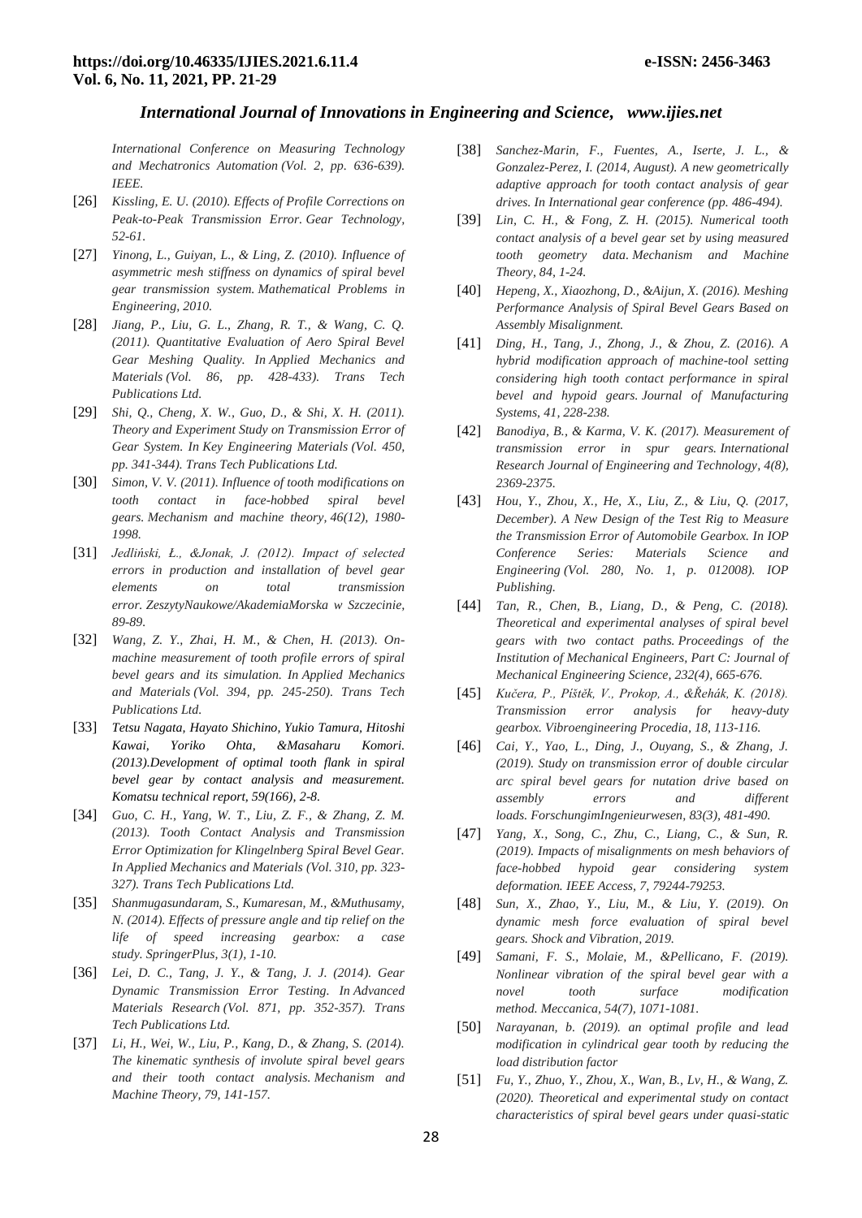*International Conference on Measuring Technology and Mechatronics Automation (Vol. 2, pp. 636-639). IEEE.*

[26] *Kissling, E. U. (2010). Effects of Profile Corrections on Peak-to-Peak Transmission Error. Gear Technology, 52-61.*

[27] *Yinong, L., Guiyan, L., & Ling, Z. (2010). Influence of asymmetric mesh stiffness on dynamics of spiral bevel gear transmission system. Mathematical Problems in Engineering, 2010.*

[28] *Jiang, P., Liu, G. L., Zhang, R. T., & Wang, C. Q. (2011). Quantitative Evaluation of Aero Spiral Bevel Gear Meshing Quality. In Applied Mechanics and Materials (Vol. 86, pp. 428-433). Trans Tech Publications Ltd.*

[29] *Shi, Q., Cheng, X. W., Guo, D., & Shi, X. H. (2011). Theory and Experiment Study on Transmission Error of Gear System. In Key Engineering Materials (Vol. 450, pp. 341-344). Trans Tech Publications Ltd.*

[30] *Simon, V. V. (2011). Influence of tooth modifications on tooth contact in face-hobbed spiral bevel gears. Mechanism and machine theory, 46(12), 1980-1998.*

[31] *Jedliński, Ł., &Jonak, J. (2012). Impact of selected errors in production and installation of bevel gear elements on total transmission error. ZeszytyNaukowe/AkademiaMorska w Szczecinie, 89-89.*

[32] *Wang, Z. Y., Zhai, H. M., & Chen, H. (2013). On-machine measurement of tooth profile errors of spiral bevel gears and its simulation. In Applied Mechanics and Materials (Vol. 394, pp. 245-250). Trans Tech Publications Ltd.*

[33] *Tetsu Nagata, Hayato Shichino, Yukio Tamura, Hitoshi Kawai, Yoriko Ohta, &Masaharu Komori. (2013).Development of optimal tooth flank in spiral bevel gear by contact analysis and measurement. Komatsu technical report, 59(166), 2-8.*

[34] *Guo, C. H., Yang, W. T., Liu, Z. F., & Zhang, Z. M. (2013). Tooth Contact Analysis and Transmission Error Optimization for Klingelnberg Spiral Bevel Gear. In Applied Mechanics and Materials (Vol. 310, pp. 323-327). Trans Tech Publications Ltd.*

[35] *Shanmugasundaram, S., Kumaresan, M., &Muthusamy, N. (2014). Effects of pressure angle and tip relief on the life of speed increasing gearbox: a case study. SpringerPlus, 3(1), 1-10.*

[36] *Lei, D. C., Tang, J. Y., & Tang, J. J. (2014). Gear Dynamic Transmission Error Testing. In Advanced Materials Research (Vol. 871, pp. 352-357). Trans Tech Publications Ltd.*

[37] *Li, H., Wei, W., Liu, P., Kang, D., & Zhang, S. (2014). The kinematic synthesis of involute spiral bevel gears and their tooth contact analysis. Mechanism and Machine Theory, 79, 141-157.*

[38] *Sanchez-Marin, F., Fuentes, A., Iserte, J. L., & Gonzalez-Perez, I. (2014, August). A new geometrically adaptive approach for tooth contact analysis of gear drives. In International gear conference (pp. 486-494).*

[39] *Lin, C. H., & Fong, Z. H. (2015). Numerical tooth contact analysis of a bevel gear set by using measured tooth geometry data. Mechanism and Machine Theory, 84, 1-24.*

[40] *Hepeng, X., Xiaozhong, D., &Aijun, X. (2016). Meshing Performance Analysis of Spiral Bevel Gears Based on Assembly Misalignment.*

[41] *Ding, H., Tang, J., Zhong, J., & Zhou, Z. (2016). A hybrid modification approach of machine-tool setting considering high tooth contact performance in spiral bevel and hypoid gears. Journal of Manufacturing Systems, 41, 228-238.*

[42] *Banodiya, B., & Karma, V. K. (2017). Measurement of transmission error in spur gears. International Research Journal of Engineering and Technology, 4(8), 2369-2375.*

[43] *Hou, Y., Zhou, X., He, X., Liu, Z., & Liu, Q. (2017, December). A New Design of the Test Rig to Measure the Transmission Error of Automobile Gearbox. In IOP Conference Series: Materials Science and Engineering (Vol. 280, No. 1, p. 012008). IOP Publishing.*

[44] *Tan, R., Chen, B., Liang, D., & Peng, C. (2018). Theoretical and experimental analyses of spiral bevel gears with two contact paths. Proceedings of the Institution of Mechanical Engineers, Part C: Journal of Mechanical Engineering Science, 232(4), 665-676.*

[45] *Kučera, P., Píštěk, V., Prokop, A., &Řehák, K. (2018). Transmission error analysis for heavy-duty gearbox. Vibroengineering Procedia, 18, 113-116.*

[46] *Cai, Y., Yao, L., Ding, J., Ouyang, S., & Zhang, J. (2019). Study on transmission error of double circular arc spiral bevel gears for nutation drive based on assembly errors and different loads. ForschungimIngenieurwesen, 83(3), 481-490.*

[47] *Yang, X., Song, C., Zhu, C., Liang, C., & Sun, R. (2019). Impacts of misalignments on mesh behaviors of face-hobbed hypoid gear considering system deformation. IEEE Access, 7, 79244-79253.*

[48] *Sun, X., Zhao, Y., Liu, M., & Liu, Y. (2019). On dynamic mesh force evaluation of spiral bevel gears. Shock and Vibration, 2019.*

[49] *Samani, F. S., Molaie, M., &Pellicano, F. (2019). Nonlinear vibration of the spiral bevel gear with a novel tooth surface modification method. Meccanica, 54(7), 1071-1081.*

[50] *Narayanan, b. (2019). an optimal profile and lead modification in cylindrical gear tooth by reducing the load distribution factor*

[51] *Fu, Y., Zhuo, Y., Zhou, X., Wan, B., Lv, H., & Wang, Z. (2020). Theoretical and experimental study on contact characteristics of spiral bevel gears under quasi-static*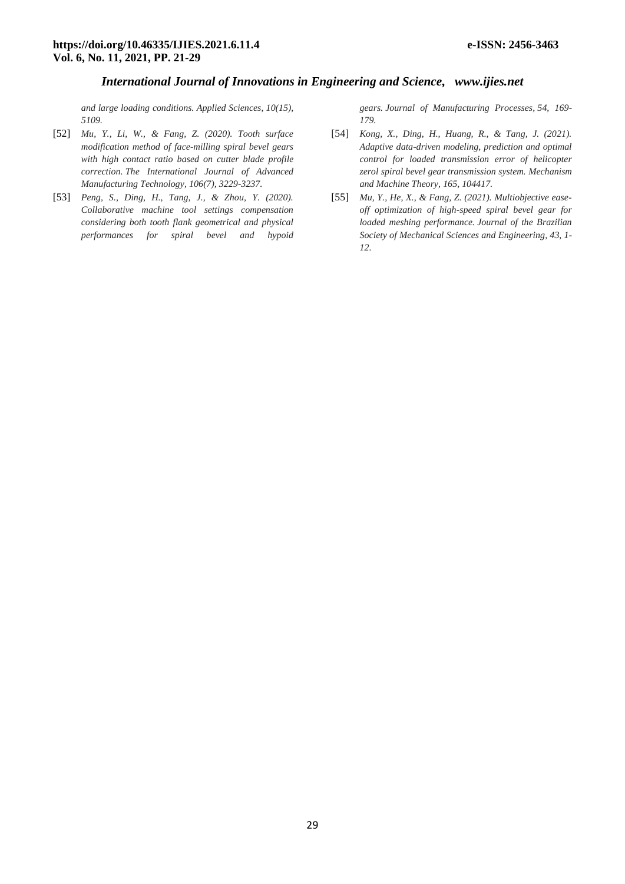*and large loading conditions. Applied Sciences, 10(15), 5109.*

[52] *Mu, Y., Li, W., & Fang, Z. (2020). Tooth surface modification method of face-milling spiral bevel gears with high contact ratio based on cutter blade profile correction. The International Journal of Advanced Manufacturing Technology, 106(7), 3229-3237.*

[53] *Peng, S., Ding, H., Tang, J., & Zhou, Y. (2020). Collaborative machine tool settings compensation considering both tooth flank geometrical and physical performances for spiral bevel and hypoid gears. Journal of Manufacturing Processes, 54, 169-179.*

[54] *Kong, X., Ding, H., Huang, R., & Tang, J. (2021). Adaptive data-driven modeling, prediction and optimal control for loaded transmission error of helicopter zerol spiral bevel gear transmission system. Mechanism and Machine Theory, 165, 104417.*

[55] *Mu, Y., He, X., & Fang, Z. (2021). Multiobjective ease-off optimization of high-speed spiral bevel gear for loaded meshing performance. Journal of the Brazilian Society of Mechanical Sciences and Engineering, 43, 1-12.*